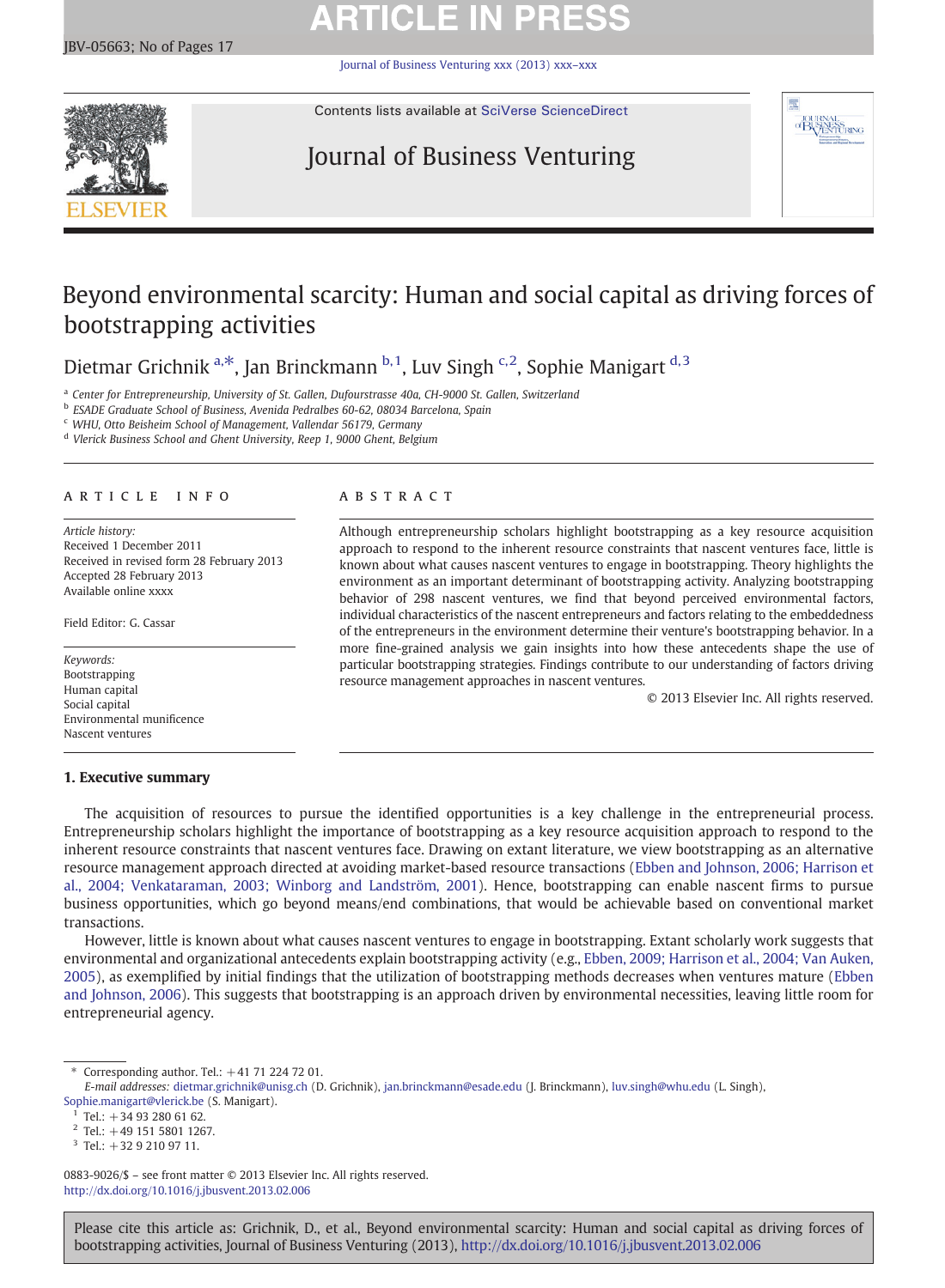# Beyond environmental scarcity: Human and social capital as driving forces of bootstrapping activities

Dietmar Grichnik [a,*], Jan Brinckmann [b,1], Luv Singh [c,2], Sophie Manigart [d,3]

[a] Center for Entrepreneurship, University of St. Gallen, Dufourstrasse 40a, CH-9000 St. Gallen, Switzerland
[b] ESADE Graduate School of Business, Avenida Pedralbes 60-62, 08034 Barcelona, Spain
[c] WHU, Otto Beisheim School of Management, Vallendar 56179, Germany
[d] Vlerick Business School and Ghent University, Reep 1, 9000 Ghent, Belgium

## ARTICLE INFO

*Article history:*
Received 1 December 2011
Received in revised form 28 February 2013
Accepted 28 February 2013
Available online xxxx

Field Editor: G. Cassar

*Keywords:*
Bootstrapping
Human capital
Social capital
Environmental munificence
Nascent ventures

## ABSTRACT

Although entrepreneurship scholars highlight bootstrapping as a key resource acquisition approach to respond to the inherent resource constraints that nascent ventures face, little is known about what causes nascent ventures to engage in bootstrapping. Theory highlights the environment as an important determinant of bootstrapping activity. Analyzing bootstrapping behavior of 298 nascent ventures, we find that beyond perceived environmental factors, individual characteristics of the nascent entrepreneurs and factors relating to the embeddedness of the entrepreneurs in the environment determine their venture's bootstrapping behavior. In a more fine-grained analysis we gain insights into how these antecedents shape the use of particular bootstrapping strategies. Findings contribute to our understanding of factors driving resource management approaches in nascent ventures.

© 2013 Elsevier Inc. All rights reserved.

## 1. Executive summary

The acquisition of resources to pursue the identified opportunities is a key challenge in the entrepreneurial process. Entrepreneurship scholars highlight the importance of bootstrapping as a key resource acquisition approach to respond to the inherent resource constraints that nascent ventures face. Drawing on extant literature, we view bootstrapping as an alternative resource management approach directed at avoiding market-based resource transactions (Ebben and Johnson, 2006; Harrison et al., 2004; Venkataraman, 2003; Winborg and Landström, 2001). Hence, bootstrapping can enable nascent firms to pursue business opportunities, which go beyond means/end combinations, that would be achievable based on conventional market transactions.

However, little is known about what causes nascent ventures to engage in bootstrapping. Extant scholarly work suggests that environmental and organizational antecedents explain bootstrapping activity (e.g., Ebben, 2009; Harrison et al., 2004; Van Auken, 2005), as exemplified by initial findings that the utilization of bootstrapping methods decreases when ventures mature (Ebben and Johnson, 2006). This suggests that bootstrapping is an approach driven by environmental necessities, leaving little room for entrepreneurial agency.

\* Corresponding author. Tel.: +41 71 224 72 01.
*E-mail addresses:* dietmar.grichnik@unisg.ch (D. Grichnik), jan.brinckmann@esade.edu (J. Brinckmann), luv.singh@whu.edu (L. Singh), Sophie.manigart@vlerick.be (S. Manigart).
[1] Tel.: +34 93 280 61 62.
[2] Tel.: +49 151 5801 1267.
[3] Tel.: +32 9 210 97 11.

0883-9026/$ – see front matter © 2013 Elsevier Inc. All rights reserved.
http://dx.doi.org/10.1016/j.jbusvent.2013.02.006

Please cite this article as: Grichnik, D., et al., Beyond environmental scarcity: Human and social capital as driving forces of bootstrapping activities, Journal of Business Venturing (2013), http://dx.doi.org/10.1016/j.jbusvent.2013.02.006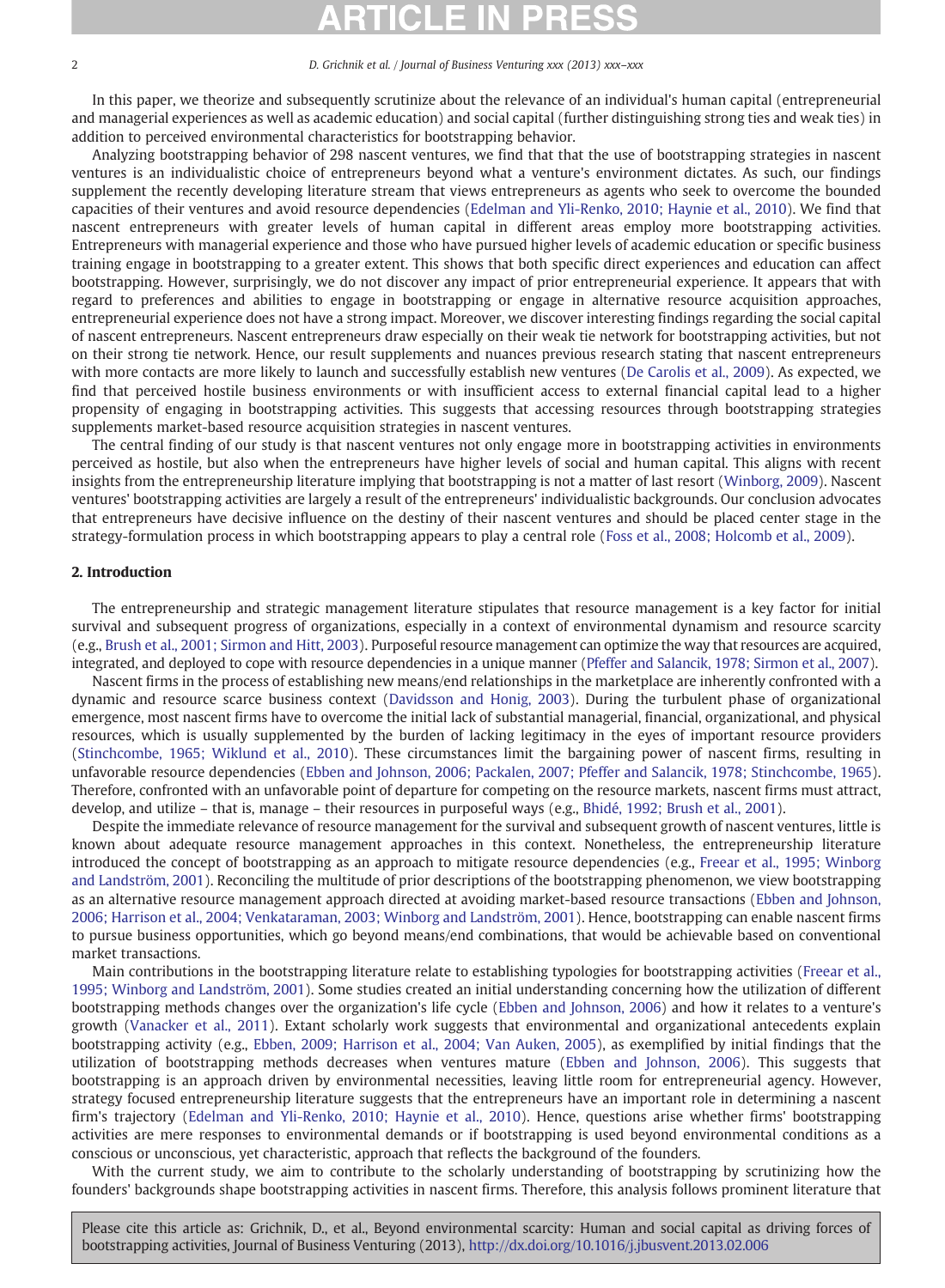In this paper, we theorize and subsequently scrutinize about the relevance of an individual's human capital (entrepreneurial and managerial experiences as well as academic education) and social capital (further distinguishing strong ties and weak ties) in addition to perceived environmental characteristics for bootstrapping behavior.

Analyzing bootstrapping behavior of 298 nascent ventures, we find that that the use of bootstrapping strategies in nascent ventures is an individualistic choice of entrepreneurs beyond what a venture's environment dictates. As such, our findings supplement the recently developing literature stream that views entrepreneurs as agents who seek to overcome the bounded capacities of their ventures and avoid resource dependencies (Edelman and Yli-Renko, 2010; Haynie et al., 2010). We find that nascent entrepreneurs with greater levels of human capital in different areas employ more bootstrapping activities. Entrepreneurs with managerial experience and those who have pursued higher levels of academic education or specific business training engage in bootstrapping to a greater extent. This shows that both specific direct experiences and education can affect bootstrapping. However, surprisingly, we do not discover any impact of prior entrepreneurial experience. It appears that with regard to preferences and abilities to engage in bootstrapping or engage in alternative resource acquisition approaches, entrepreneurial experience does not have a strong impact. Moreover, we discover interesting findings regarding the social capital of nascent entrepreneurs. Nascent entrepreneurs draw especially on their weak tie network for bootstrapping activities, but not on their strong tie network. Hence, our result supplements and nuances previous research stating that nascent entrepreneurs with more contacts are more likely to launch and successfully establish new ventures (De Carolis et al., 2009). As expected, we find that perceived hostile business environments or with insufficient access to external financial capital lead to a higher propensity of engaging in bootstrapping activities. This suggests that accessing resources through bootstrapping strategies supplements market-based resource acquisition strategies in nascent ventures.

The central finding of our study is that nascent ventures not only engage more in bootstrapping activities in environments perceived as hostile, but also when the entrepreneurs have higher levels of social and human capital. This aligns with recent insights from the entrepreneurship literature implying that bootstrapping is not a matter of last resort (Winborg, 2009). Nascent ventures' bootstrapping activities are largely a result of the entrepreneurs' individualistic backgrounds. Our conclusion advocates that entrepreneurs have decisive influence on the destiny of their nascent ventures and should be placed center stage in the strategy-formulation process in which bootstrapping appears to play a central role (Foss et al., 2008; Holcomb et al., 2009).

## 2. Introduction

The entrepreneurship and strategic management literature stipulates that resource management is a key factor for initial survival and subsequent progress of organizations, especially in a context of environmental dynamism and resource scarcity (e.g., Brush et al., 2001; Sirmon and Hitt, 2003). Purposeful resource management can optimize the way that resources are acquired, integrated, and deployed to cope with resource dependencies in a unique manner (Pfeffer and Salancik, 1978; Sirmon et al., 2007).

Nascent firms in the process of establishing new means/end relationships in the marketplace are inherently confronted with a dynamic and resource scarce business context (Davidsson and Honig, 2003). During the turbulent phase of organizational emergence, most nascent firms have to overcome the initial lack of substantial managerial, financial, organizational, and physical resources, which is usually supplemented by the burden of lacking legitimacy in the eyes of important resource providers (Stinchcombe, 1965; Wiklund et al., 2010). These circumstances limit the bargaining power of nascent firms, resulting in unfavorable resource dependencies (Ebben and Johnson, 2006; Packalen, 2007; Pfeffer and Salancik, 1978; Stinchcombe, 1965). Therefore, confronted with an unfavorable point of departure for competing on the resource markets, nascent firms must attract, develop, and utilize – that is, manage – their resources in purposeful ways (e.g., Bhidé, 1992; Brush et al., 2001).

Despite the immediate relevance of resource management for the survival and subsequent growth of nascent ventures, little is known about adequate resource management approaches in this context. Nonetheless, the entrepreneurship literature introduced the concept of bootstrapping as an approach to mitigate resource dependencies (e.g., Freear et al., 1995; Winborg and Landström, 2001). Reconciling the multitude of prior descriptions of the bootstrapping phenomenon, we view bootstrapping as an alternative resource management approach directed at avoiding market-based resource transactions (Ebben and Johnson, 2006; Harrison et al., 2004; Venkataraman, 2003; Winborg and Landström, 2001). Hence, bootstrapping can enable nascent firms to pursue business opportunities, which go beyond means/end combinations, that would be achievable based on conventional market transactions.

Main contributions in the bootstrapping literature relate to establishing typologies for bootstrapping activities (Freear et al., 1995; Winborg and Landström, 2001). Some studies created an initial understanding concerning how the utilization of different bootstrapping methods changes over the organization's life cycle (Ebben and Johnson, 2006) and how it relates to a venture's growth (Vanacker et al., 2011). Extant scholarly work suggests that environmental and organizational antecedents explain bootstrapping activity (e.g., Ebben, 2009; Harrison et al., 2004; Van Auken, 2005), as exemplified by initial findings that the utilization of bootstrapping methods decreases when ventures mature (Ebben and Johnson, 2006). This suggests that bootstrapping is an approach driven by environmental necessities, leaving little room for entrepreneurial agency. However, strategy focused entrepreneurship literature suggests that the entrepreneurs have an important role in determining a nascent firm's trajectory (Edelman and Yli-Renko, 2010; Haynie et al., 2010). Hence, questions arise whether firms' bootstrapping activities are mere responses to environmental demands or if bootstrapping is used beyond environmental conditions as a conscious or unconscious, yet characteristic, approach that reflects the background of the founders.

With the current study, we aim to contribute to the scholarly understanding of bootstrapping by scrutinizing how the founders' backgrounds shape bootstrapping activities in nascent firms. Therefore, this analysis follows prominent literature that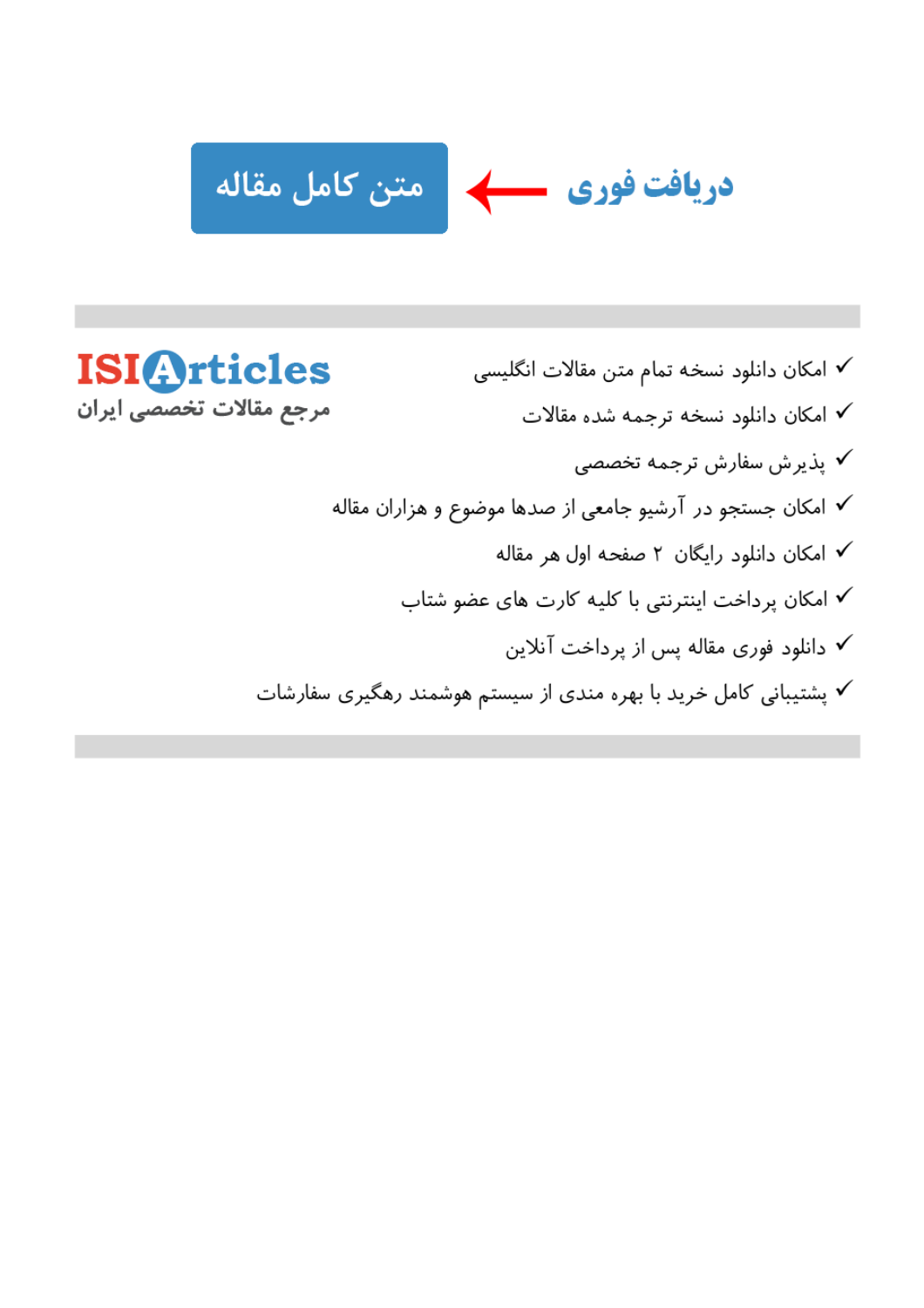دریافت فوری ← متن کامل مقاله

**ISIArticles**
مرجع مقالات تخصصی ایران

- ✓ امکان دانلود نسخه تمام متن مقالات انگلیسی
- ✓ امکان دانلود نسخه ترجمه شده مقالات
- ✓ پذیرش سفارش ترجمه تخصصی
- ✓ امکان جستجو در آرشیو جامعی از صدها موضوع و هزاران مقاله
- ✓ امکان دانلود رایگان ۲ صفحه اول هر مقاله
- ✓ امکان پرداخت اینترنتی با کلیه کارت های عضو شتاب
- ✓ دانلود فوری مقاله پس از پرداخت آنلاین
- ✓ پشتیبانی کامل خرید با بهره مندی از سیستم هوشمند رهگیری سفارشات